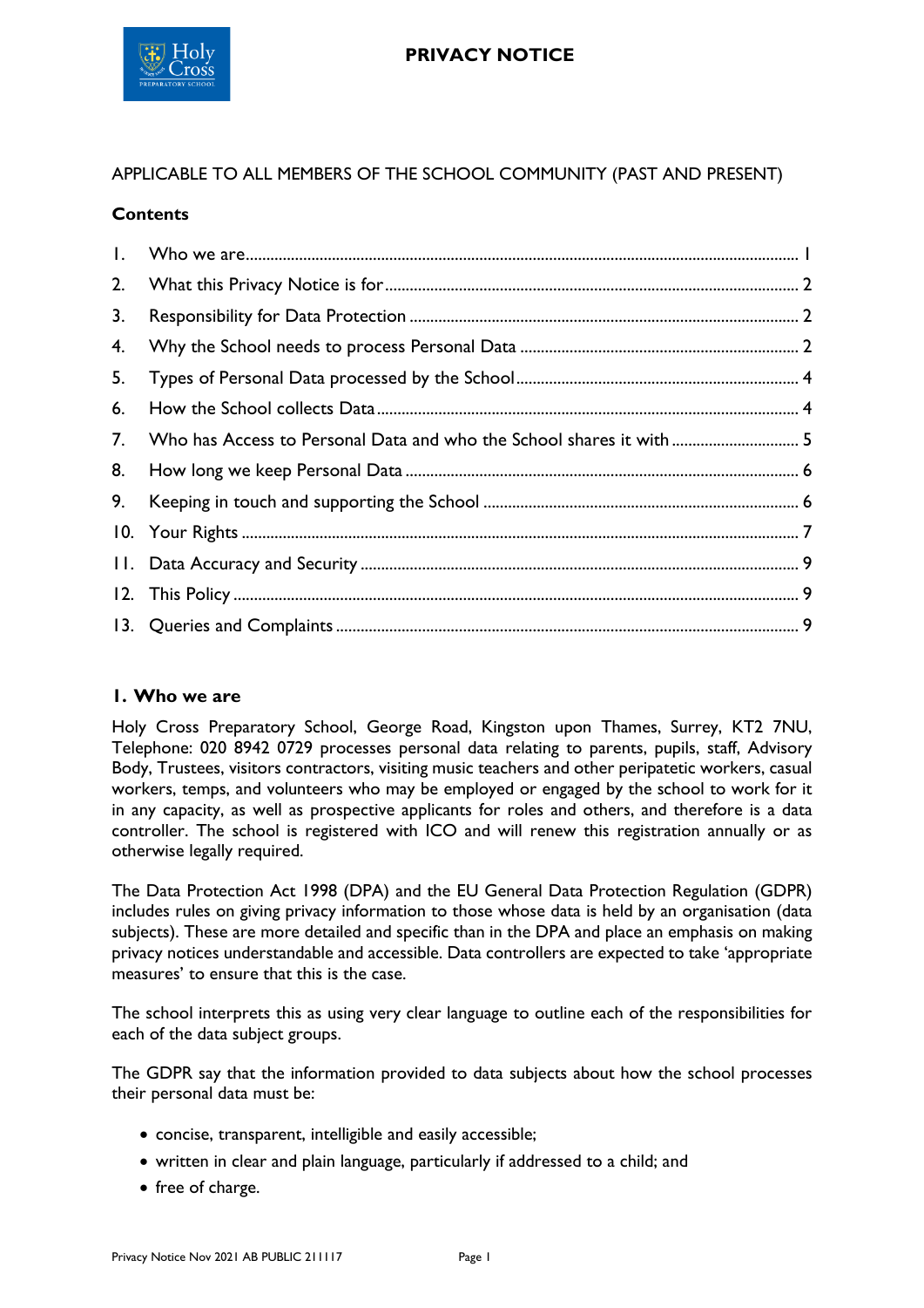# PRIVACY NOTICE

APPLICABLE TO ALL MEMBERS OF THE SCHOOL COMMUNITY (PAST AND PRESENT)

**Contents**

1. Who we are ........ 1
2. What this Privacy Notice is for ........ 2
3. Responsibility for Data Protection ........ 2
4. Why the School needs to process Personal Data ........ 2
5. Types of Personal Data processed by the School ........ 4
6. How the School collects Data ........ 4
7. Who has Access to Personal Data and who the School shares it with ........ 5
8. How long we keep Personal Data ........ 6
9. Keeping in touch and supporting the School ........ 6
10. Your Rights ........ 7
11. Data Accuracy and Security ........ 9
12. This Policy ........ 9
13. Queries and Complaints ........ 9

## 1. Who we are

Holy Cross Preparatory School, George Road, Kingston upon Thames, Surrey, KT2 7NU, Telephone: 020 8942 0729 processes personal data relating to parents, pupils, staff, Advisory Body, Trustees, visitors contractors, visiting music teachers and other peripatetic workers, casual workers, temps, and volunteers who may be employed or engaged by the school to work for it in any capacity, as well as prospective applicants for roles and others, and therefore is a data controller. The school is registered with ICO and will renew this registration annually or as otherwise legally required.

The Data Protection Act 1998 (DPA) and the EU General Data Protection Regulation (GDPR) includes rules on giving privacy information to those whose data is held by an organisation (data subjects). These are more detailed and specific than in the DPA and place an emphasis on making privacy notices understandable and accessible. Data controllers are expected to take 'appropriate measures' to ensure that this is the case.

The school interprets this as using very clear language to outline each of the responsibilities for each of the data subject groups.

The GDPR say that the information provided to data subjects about how the school processes their personal data must be:

- concise, transparent, intelligible and easily accessible;
- written in clear and plain language, particularly if addressed to a child; and
- free of charge.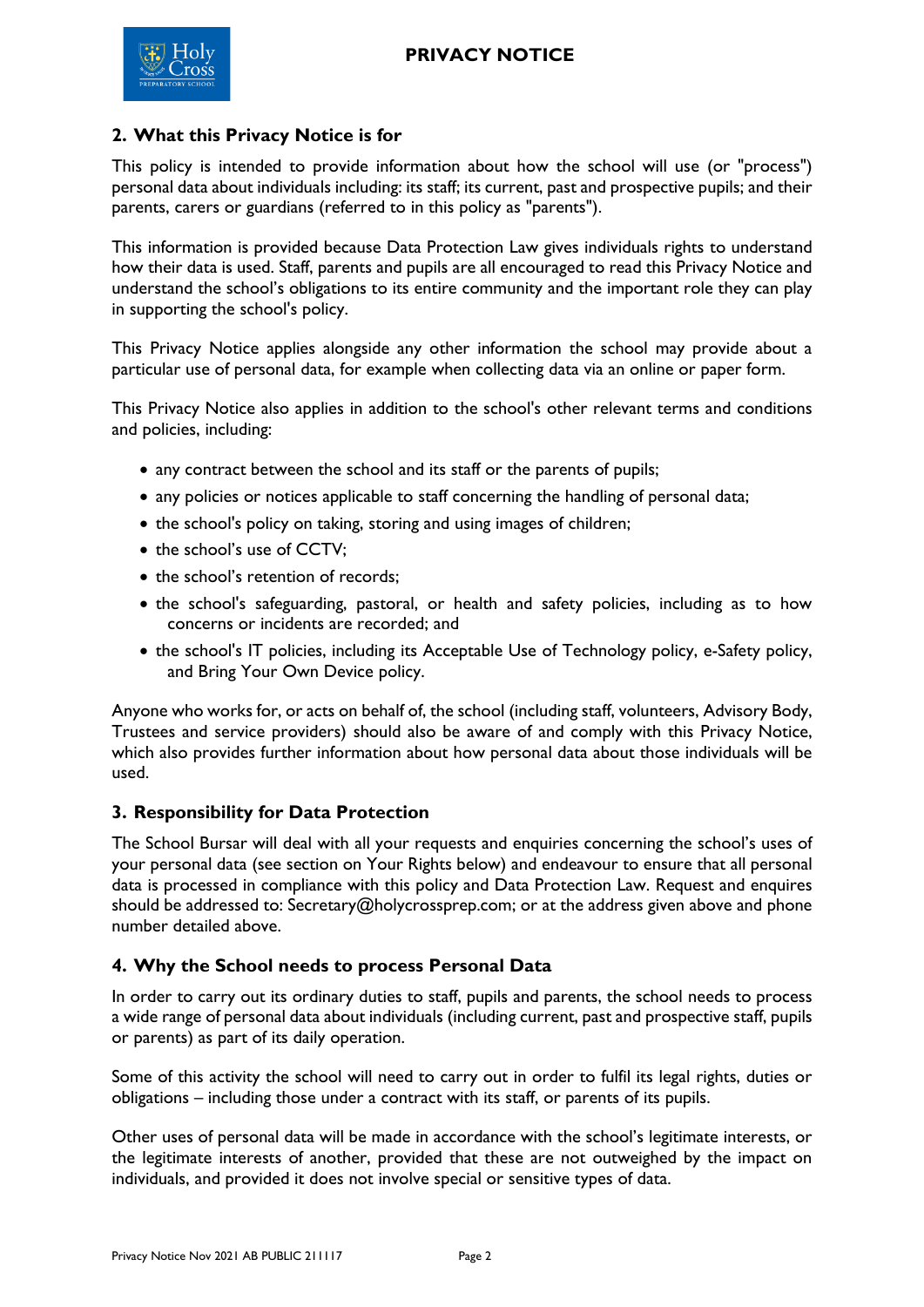## 2. What this Privacy Notice is for

This policy is intended to provide information about how the school will use (or "process") personal data about individuals including: its staff; its current, past and prospective pupils; and their parents, carers or guardians (referred to in this policy as "parents").

This information is provided because Data Protection Law gives individuals rights to understand how their data is used. Staff, parents and pupils are all encouraged to read this Privacy Notice and understand the school's obligations to its entire community and the important role they can play in supporting the school's policy.

This Privacy Notice applies alongside any other information the school may provide about a particular use of personal data, for example when collecting data via an online or paper form.

This Privacy Notice also applies in addition to the school's other relevant terms and conditions and policies, including:

- any contract between the school and its staff or the parents of pupils;
- any policies or notices applicable to staff concerning the handling of personal data;
- the school's policy on taking, storing and using images of children;
- the school's use of CCTV;
- the school's retention of records;
- the school's safeguarding, pastoral, or health and safety policies, including as to how concerns or incidents are recorded; and
- the school's IT policies, including its Acceptable Use of Technology policy, e-Safety policy, and Bring Your Own Device policy.

Anyone who works for, or acts on behalf of, the school (including staff, volunteers, Advisory Body, Trustees and service providers) should also be aware of and comply with this Privacy Notice, which also provides further information about how personal data about those individuals will be used.

## 3. Responsibility for Data Protection

The School Bursar will deal with all your requests and enquiries concerning the school's uses of your personal data (see section on Your Rights below) and endeavour to ensure that all personal data is processed in compliance with this policy and Data Protection Law. Request and enquires should be addressed to: Secretary@holycrossprep.com; or at the address given above and phone number detailed above.

## 4. Why the School needs to process Personal Data

In order to carry out its ordinary duties to staff, pupils and parents, the school needs to process a wide range of personal data about individuals (including current, past and prospective staff, pupils or parents) as part of its daily operation.

Some of this activity the school will need to carry out in order to fulfil its legal rights, duties or obligations – including those under a contract with its staff, or parents of its pupils.

Other uses of personal data will be made in accordance with the school's legitimate interests, or the legitimate interests of another, provided that these are not outweighed by the impact on individuals, and provided it does not involve special or sensitive types of data.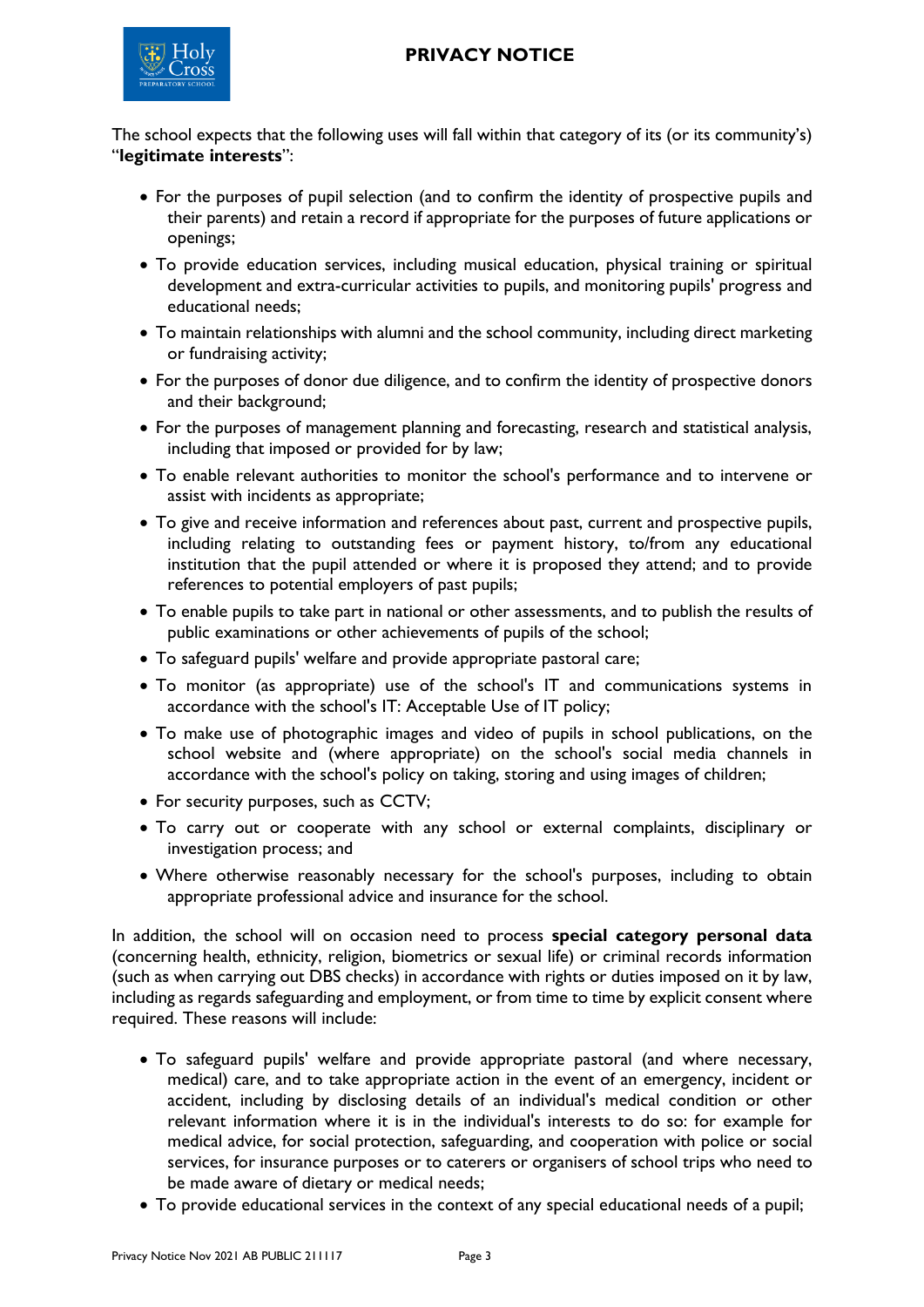The school expects that the following uses will fall within that category of its (or its community's) "**legitimate interests**":

- For the purposes of pupil selection (and to confirm the identity of prospective pupils and their parents) and retain a record if appropriate for the purposes of future applications or openings;
- To provide education services, including musical education, physical training or spiritual development and extra-curricular activities to pupils, and monitoring pupils' progress and educational needs;
- To maintain relationships with alumni and the school community, including direct marketing or fundraising activity;
- For the purposes of donor due diligence, and to confirm the identity of prospective donors and their background;
- For the purposes of management planning and forecasting, research and statistical analysis, including that imposed or provided for by law;
- To enable relevant authorities to monitor the school's performance and to intervene or assist with incidents as appropriate;
- To give and receive information and references about past, current and prospective pupils, including relating to outstanding fees or payment history, to/from any educational institution that the pupil attended or where it is proposed they attend; and to provide references to potential employers of past pupils;
- To enable pupils to take part in national or other assessments, and to publish the results of public examinations or other achievements of pupils of the school;
- To safeguard pupils' welfare and provide appropriate pastoral care;
- To monitor (as appropriate) use of the school's IT and communications systems in accordance with the school's IT: Acceptable Use of IT policy;
- To make use of photographic images and video of pupils in school publications, on the school website and (where appropriate) on the school's social media channels in accordance with the school's policy on taking, storing and using images of children;
- For security purposes, such as CCTV;
- To carry out or cooperate with any school or external complaints, disciplinary or investigation process; and
- Where otherwise reasonably necessary for the school's purposes, including to obtain appropriate professional advice and insurance for the school.

In addition, the school will on occasion need to process **special category personal data** (concerning health, ethnicity, religion, biometrics or sexual life) or criminal records information (such as when carrying out DBS checks) in accordance with rights or duties imposed on it by law, including as regards safeguarding and employment, or from time to time by explicit consent where required. These reasons will include:

- To safeguard pupils' welfare and provide appropriate pastoral (and where necessary, medical) care, and to take appropriate action in the event of an emergency, incident or accident, including by disclosing details of an individual's medical condition or other relevant information where it is in the individual's interests to do so: for example for medical advice, for social protection, safeguarding, and cooperation with police or social services, for insurance purposes or to caterers or organisers of school trips who need to be made aware of dietary or medical needs;
- To provide educational services in the context of any special educational needs of a pupil;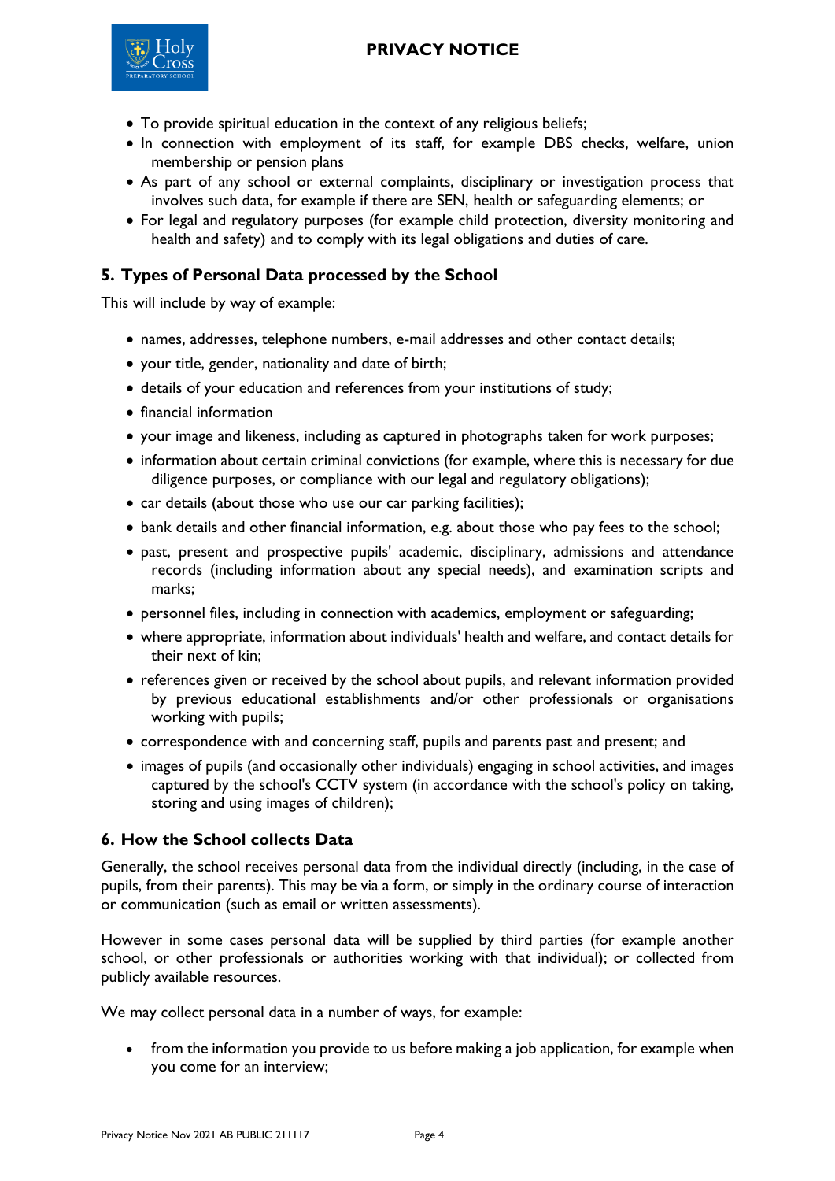- To provide spiritual education in the context of any religious beliefs;
- In connection with employment of its staff, for example DBS checks, welfare, union membership or pension plans
- As part of any school or external complaints, disciplinary or investigation process that involves such data, for example if there are SEN, health or safeguarding elements; or
- For legal and regulatory purposes (for example child protection, diversity monitoring and health and safety) and to comply with its legal obligations and duties of care.

## 5. Types of Personal Data processed by the School

This will include by way of example:

- names, addresses, telephone numbers, e-mail addresses and other contact details;
- your title, gender, nationality and date of birth;
- details of your education and references from your institutions of study;
- financial information
- your image and likeness, including as captured in photographs taken for work purposes;
- information about certain criminal convictions (for example, where this is necessary for due diligence purposes, or compliance with our legal and regulatory obligations);
- car details (about those who use our car parking facilities);
- bank details and other financial information, e.g. about those who pay fees to the school;
- past, present and prospective pupils' academic, disciplinary, admissions and attendance records (including information about any special needs), and examination scripts and marks;
- personnel files, including in connection with academics, employment or safeguarding;
- where appropriate, information about individuals' health and welfare, and contact details for their next of kin;
- references given or received by the school about pupils, and relevant information provided by previous educational establishments and/or other professionals or organisations working with pupils;
- correspondence with and concerning staff, pupils and parents past and present; and
- images of pupils (and occasionally other individuals) engaging in school activities, and images captured by the school's CCTV system (in accordance with the school's policy on taking, storing and using images of children);

## 6. How the School collects Data

Generally, the school receives personal data from the individual directly (including, in the case of pupils, from their parents). This may be via a form, or simply in the ordinary course of interaction or communication (such as email or written assessments).

However in some cases personal data will be supplied by third parties (for example another school, or other professionals or authorities working with that individual); or collected from publicly available resources.

We may collect personal data in a number of ways, for example:

- from the information you provide to us before making a job application, for example when you come for an interview;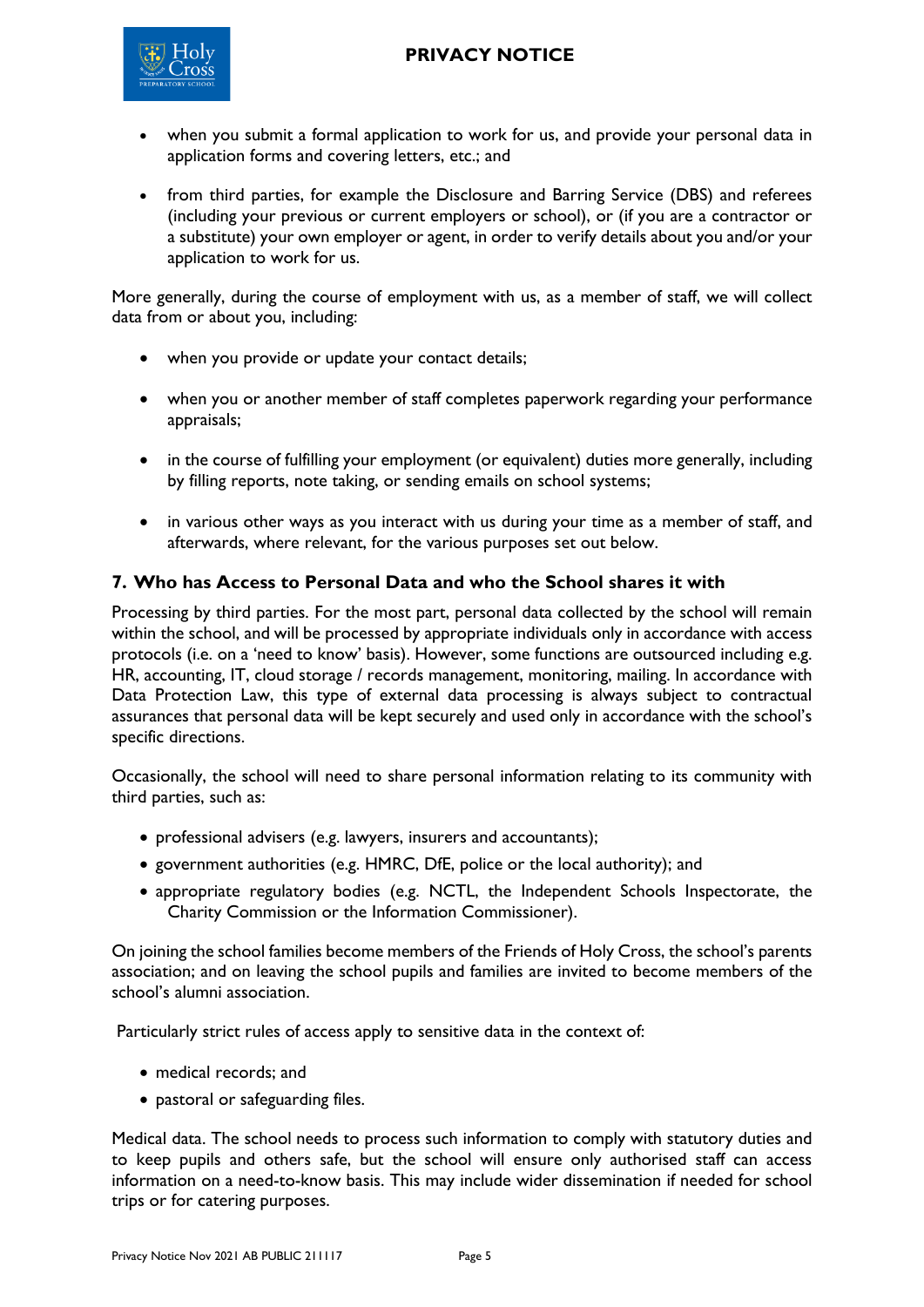- when you submit a formal application to work for us, and provide your personal data in application forms and covering letters, etc.; and

- from third parties, for example the Disclosure and Barring Service (DBS) and referees (including your previous or current employers or school), or (if you are a contractor or a substitute) your own employer or agent, in order to verify details about you and/or your application to work for us.

More generally, during the course of employment with us, as a member of staff, we will collect data from or about you, including:

- when you provide or update your contact details;

- when you or another member of staff completes paperwork regarding your performance appraisals;

- in the course of fulfilling your employment (or equivalent) duties more generally, including by filling reports, note taking, or sending emails on school systems;

- in various other ways as you interact with us during your time as a member of staff, and afterwards, where relevant, for the various purposes set out below.

## 7. Who has Access to Personal Data and who the School shares it with

Processing by third parties. For the most part, personal data collected by the school will remain within the school, and will be processed by appropriate individuals only in accordance with access protocols (i.e. on a 'need to know' basis). However, some functions are outsourced including e.g. HR, accounting, IT, cloud storage / records management, monitoring, mailing. In accordance with Data Protection Law, this type of external data processing is always subject to contractual assurances that personal data will be kept securely and used only in accordance with the school's specific directions.

Occasionally, the school will need to share personal information relating to its community with third parties, such as:

- professional advisers (e.g. lawyers, insurers and accountants);
- government authorities (e.g. HMRC, DfE, police or the local authority); and
- appropriate regulatory bodies (e.g. NCTL, the Independent Schools Inspectorate, the Charity Commission or the Information Commissioner).

On joining the school families become members of the Friends of Holy Cross, the school's parents association; and on leaving the school pupils and families are invited to become members of the school's alumni association.

Particularly strict rules of access apply to sensitive data in the context of:

- medical records; and
- pastoral or safeguarding files.

Medical data. The school needs to process such information to comply with statutory duties and to keep pupils and others safe, but the school will ensure only authorised staff can access information on a need-to-know basis. This may include wider dissemination if needed for school trips or for catering purposes.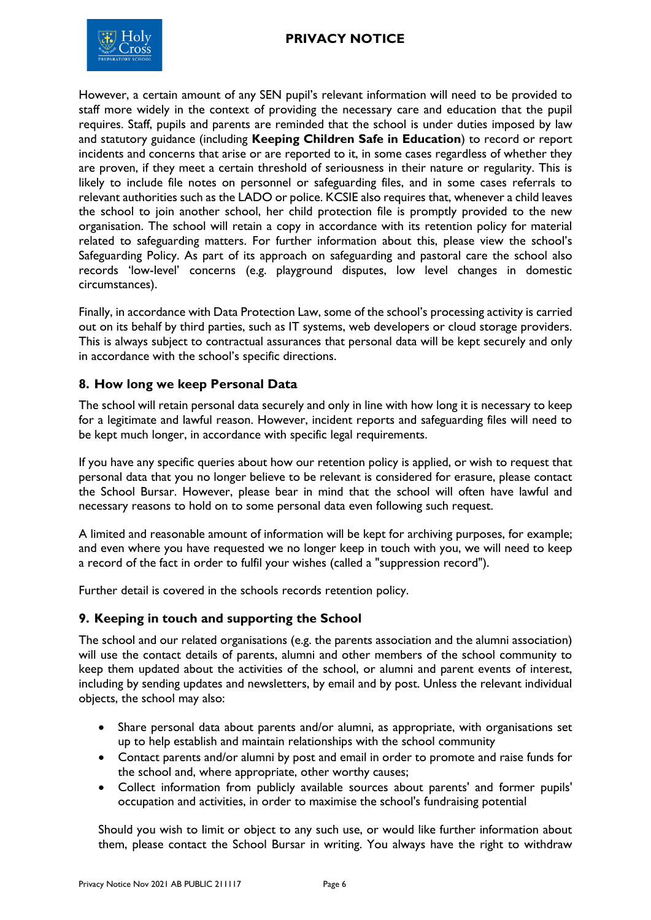However, a certain amount of any SEN pupil's relevant information will need to be provided to staff more widely in the context of providing the necessary care and education that the pupil requires. Staff, pupils and parents are reminded that the school is under duties imposed by law and statutory guidance (including **Keeping Children Safe in Education**) to record or report incidents and concerns that arise or are reported to it, in some cases regardless of whether they are proven, if they meet a certain threshold of seriousness in their nature or regularity. This is likely to include file notes on personnel or safeguarding files, and in some cases referrals to relevant authorities such as the LADO or police. KCSIE also requires that, whenever a child leaves the school to join another school, her child protection file is promptly provided to the new organisation. The school will retain a copy in accordance with its retention policy for material related to safeguarding matters. For further information about this, please view the school's Safeguarding Policy. As part of its approach on safeguarding and pastoral care the school also records 'low-level' concerns (e.g. playground disputes, low level changes in domestic circumstances).

Finally, in accordance with Data Protection Law, some of the school's processing activity is carried out on its behalf by third parties, such as IT systems, web developers or cloud storage providers. This is always subject to contractual assurances that personal data will be kept securely and only in accordance with the school's specific directions.

## 8. How long we keep Personal Data

The school will retain personal data securely and only in line with how long it is necessary to keep for a legitimate and lawful reason. However, incident reports and safeguarding files will need to be kept much longer, in accordance with specific legal requirements.

If you have any specific queries about how our retention policy is applied, or wish to request that personal data that you no longer believe to be relevant is considered for erasure, please contact the School Bursar. However, please bear in mind that the school will often have lawful and necessary reasons to hold on to some personal data even following such request.

A limited and reasonable amount of information will be kept for archiving purposes, for example; and even where you have requested we no longer keep in touch with you, we will need to keep a record of the fact in order to fulfil your wishes (called a "suppression record").

Further detail is covered in the schools records retention policy.

## 9. Keeping in touch and supporting the School

The school and our related organisations (e.g. the parents association and the alumni association) will use the contact details of parents, alumni and other members of the school community to keep them updated about the activities of the school, or alumni and parent events of interest, including by sending updates and newsletters, by email and by post. Unless the relevant individual objects, the school may also:

- Share personal data about parents and/or alumni, as appropriate, with organisations set up to help establish and maintain relationships with the school community
- Contact parents and/or alumni by post and email in order to promote and raise funds for the school and, where appropriate, other worthy causes;
- Collect information from publicly available sources about parents' and former pupils' occupation and activities, in order to maximise the school's fundraising potential

Should you wish to limit or object to any such use, or would like further information about them, please contact the School Bursar in writing. You always have the right to withdraw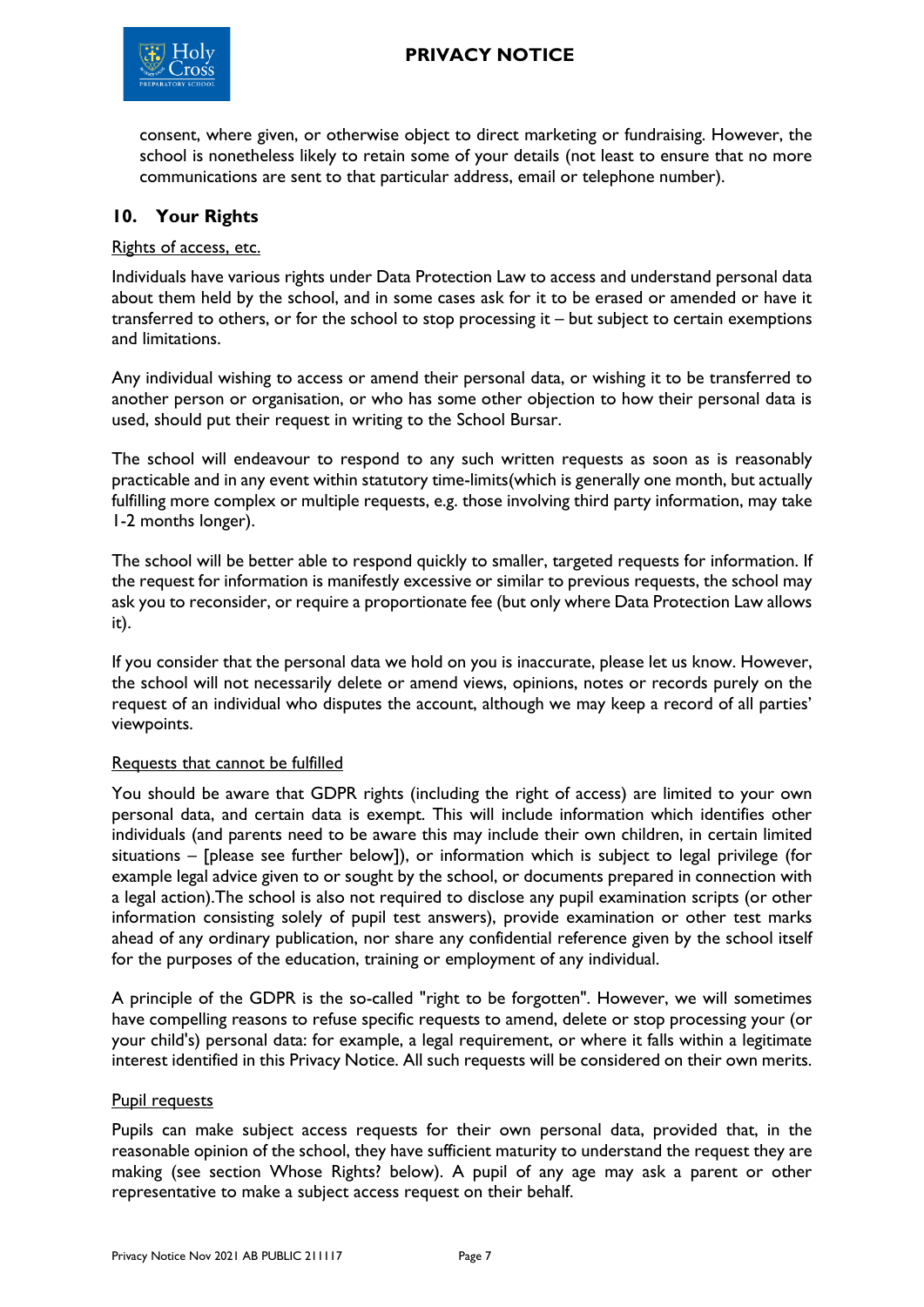consent, where given, or otherwise object to direct marketing or fundraising. However, the school is nonetheless likely to retain some of your details (not least to ensure that no more communications are sent to that particular address, email or telephone number).

## 10. Your Rights

Rights of access, etc.

Individuals have various rights under Data Protection Law to access and understand personal data about them held by the school, and in some cases ask for it to be erased or amended or have it transferred to others, or for the school to stop processing it – but subject to certain exemptions and limitations.

Any individual wishing to access or amend their personal data, or wishing it to be transferred to another person or organisation, or who has some other objection to how their personal data is used, should put their request in writing to the School Bursar.

The school will endeavour to respond to any such written requests as soon as is reasonably practicable and in any event within statutory time-limits(which is generally one month, but actually fulfilling more complex or multiple requests, e.g. those involving third party information, may take 1-2 months longer).

The school will be better able to respond quickly to smaller, targeted requests for information. If the request for information is manifestly excessive or similar to previous requests, the school may ask you to reconsider, or require a proportionate fee (but only where Data Protection Law allows it).

If you consider that the personal data we hold on you is inaccurate, please let us know. However, the school will not necessarily delete or amend views, opinions, notes or records purely on the request of an individual who disputes the account, although we may keep a record of all parties' viewpoints.

Requests that cannot be fulfilled

You should be aware that GDPR rights (including the right of access) are limited to your own personal data, and certain data is exempt. This will include information which identifies other individuals (and parents need to be aware this may include their own children, in certain limited situations – [please see further below]), or information which is subject to legal privilege (for example legal advice given to or sought by the school, or documents prepared in connection with a legal action).The school is also not required to disclose any pupil examination scripts (or other information consisting solely of pupil test answers), provide examination or other test marks ahead of any ordinary publication, nor share any confidential reference given by the school itself for the purposes of the education, training or employment of any individual.

A principle of the GDPR is the so-called "right to be forgotten". However, we will sometimes have compelling reasons to refuse specific requests to amend, delete or stop processing your (or your child's) personal data: for example, a legal requirement, or where it falls within a legitimate interest identified in this Privacy Notice. All such requests will be considered on their own merits.

Pupil requests

Pupils can make subject access requests for their own personal data, provided that, in the reasonable opinion of the school, they have sufficient maturity to understand the request they are making (see section Whose Rights? below). A pupil of any age may ask a parent or other representative to make a subject access request on their behalf.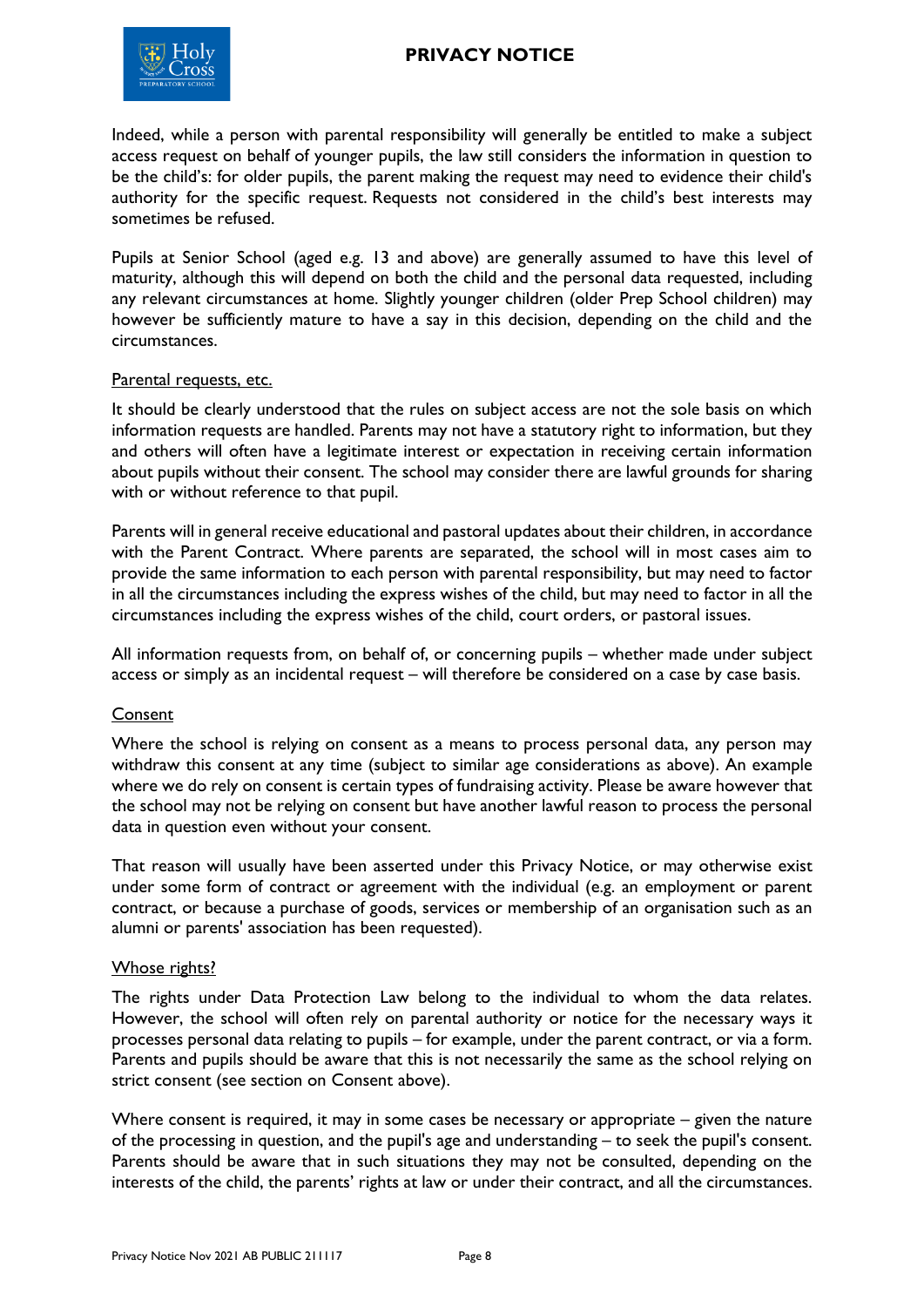Indeed, while a person with parental responsibility will generally be entitled to make a subject access request on behalf of younger pupils, the law still considers the information in question to be the child's: for older pupils, the parent making the request may need to evidence their child's authority for the specific request. Requests not considered in the child's best interests may sometimes be refused.

Pupils at Senior School (aged e.g. 13 and above) are generally assumed to have this level of maturity, although this will depend on both the child and the personal data requested, including any relevant circumstances at home. Slightly younger children (older Prep School children) may however be sufficiently mature to have a say in this decision, depending on the child and the circumstances.

Parental requests, etc.

It should be clearly understood that the rules on subject access are not the sole basis on which information requests are handled. Parents may not have a statutory right to information, but they and others will often have a legitimate interest or expectation in receiving certain information about pupils without their consent. The school may consider there are lawful grounds for sharing with or without reference to that pupil.

Parents will in general receive educational and pastoral updates about their children, in accordance with the Parent Contract. Where parents are separated, the school will in most cases aim to provide the same information to each person with parental responsibility, but may need to factor in all the circumstances including the express wishes of the child, but may need to factor in all the circumstances including the express wishes of the child, court orders, or pastoral issues.

All information requests from, on behalf of, or concerning pupils – whether made under subject access or simply as an incidental request – will therefore be considered on a case by case basis.

Consent

Where the school is relying on consent as a means to process personal data, any person may withdraw this consent at any time (subject to similar age considerations as above). An example where we do rely on consent is certain types of fundraising activity. Please be aware however that the school may not be relying on consent but have another lawful reason to process the personal data in question even without your consent.

That reason will usually have been asserted under this Privacy Notice, or may otherwise exist under some form of contract or agreement with the individual (e.g. an employment or parent contract, or because a purchase of goods, services or membership of an organisation such as an alumni or parents' association has been requested).

Whose rights?

The rights under Data Protection Law belong to the individual to whom the data relates. However, the school will often rely on parental authority or notice for the necessary ways it processes personal data relating to pupils – for example, under the parent contract, or via a form. Parents and pupils should be aware that this is not necessarily the same as the school relying on strict consent (see section on Consent above).

Where consent is required, it may in some cases be necessary or appropriate – given the nature of the processing in question, and the pupil's age and understanding – to seek the pupil's consent. Parents should be aware that in such situations they may not be consulted, depending on the interests of the child, the parents' rights at law or under their contract, and all the circumstances.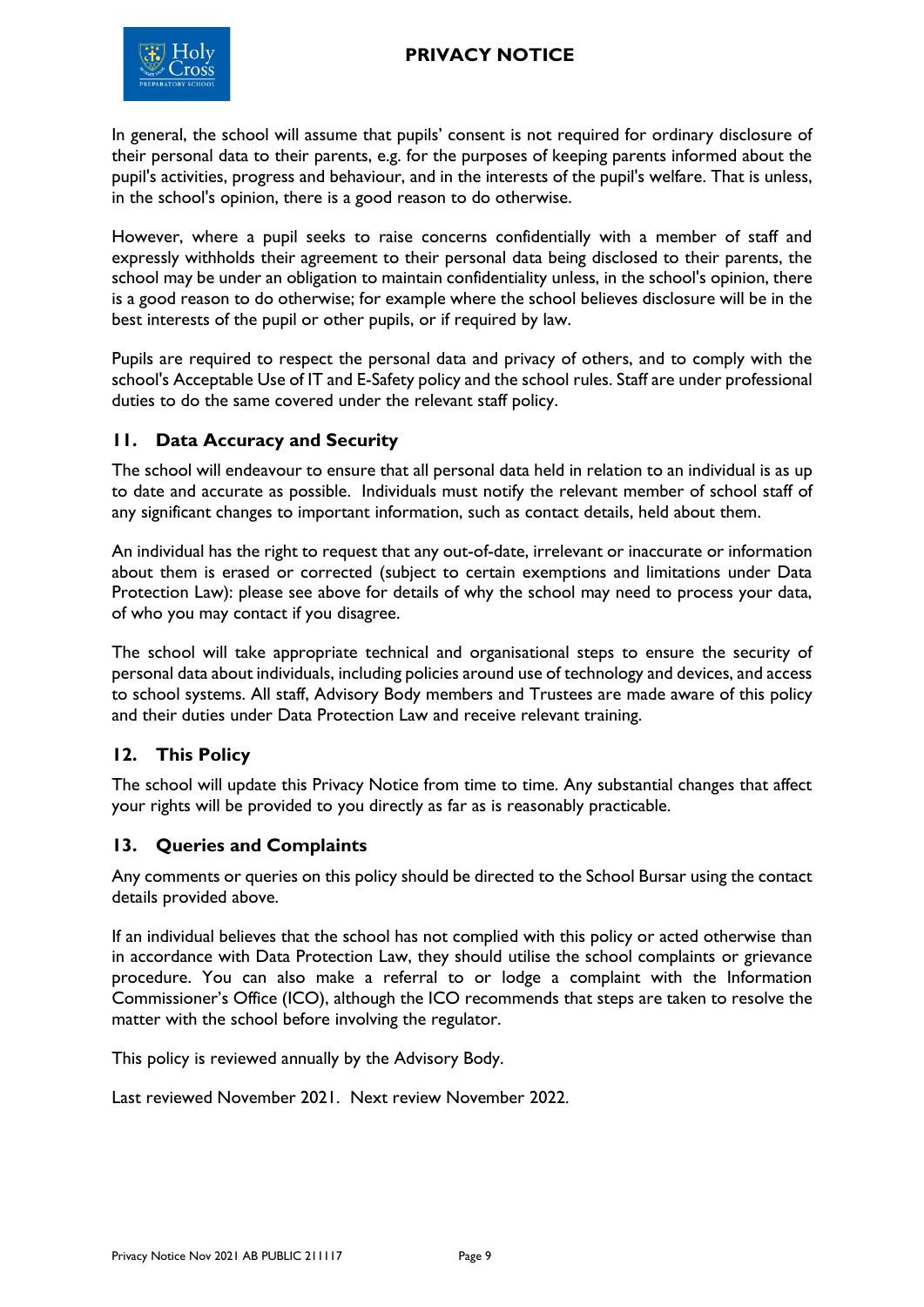In general, the school will assume that pupils' consent is not required for ordinary disclosure of their personal data to their parents, e.g. for the purposes of keeping parents informed about the pupil's activities, progress and behaviour, and in the interests of the pupil's welfare. That is unless, in the school's opinion, there is a good reason to do otherwise.

However, where a pupil seeks to raise concerns confidentially with a member of staff and expressly withholds their agreement to their personal data being disclosed to their parents, the school may be under an obligation to maintain confidentiality unless, in the school's opinion, there is a good reason to do otherwise; for example where the school believes disclosure will be in the best interests of the pupil or other pupils, or if required by law.

Pupils are required to respect the personal data and privacy of others, and to comply with the school's Acceptable Use of IT and E-Safety policy and the school rules. Staff are under professional duties to do the same covered under the relevant staff policy.

## 11. Data Accuracy and Security

The school will endeavour to ensure that all personal data held in relation to an individual is as up to date and accurate as possible. Individuals must notify the relevant member of school staff of any significant changes to important information, such as contact details, held about them.

An individual has the right to request that any out-of-date, irrelevant or inaccurate or information about them is erased or corrected (subject to certain exemptions and limitations under Data Protection Law): please see above for details of why the school may need to process your data, of who you may contact if you disagree.

The school will take appropriate technical and organisational steps to ensure the security of personal data about individuals, including policies around use of technology and devices, and access to school systems. All staff, Advisory Body members and Trustees are made aware of this policy and their duties under Data Protection Law and receive relevant training.

## 12. This Policy

The school will update this Privacy Notice from time to time. Any substantial changes that affect your rights will be provided to you directly as far as is reasonably practicable.

## 13. Queries and Complaints

Any comments or queries on this policy should be directed to the School Bursar using the contact details provided above.

If an individual believes that the school has not complied with this policy or acted otherwise than in accordance with Data Protection Law, they should utilise the school complaints or grievance procedure. You can also make a referral to or lodge a complaint with the Information Commissioner's Office (ICO), although the ICO recommends that steps are taken to resolve the matter with the school before involving the regulator.

This policy is reviewed annually by the Advisory Body.

Last reviewed November 2021. Next review November 2022.